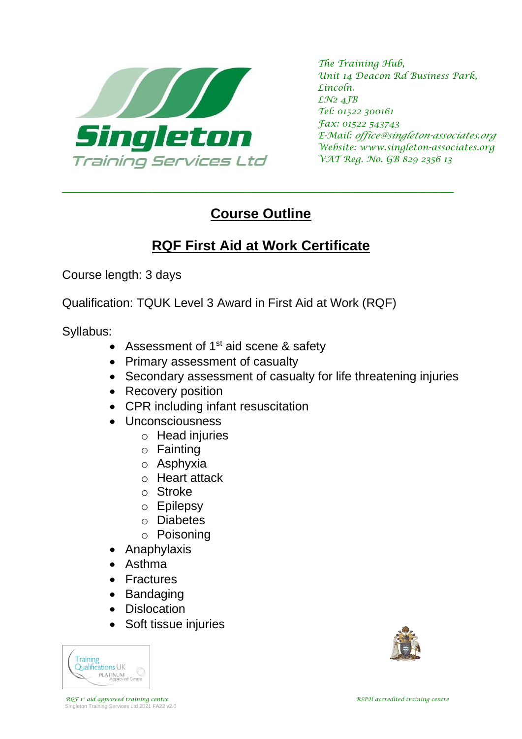Singleton Training Services Ltd

*The Training Hub,*
*Unit 14 Deacon Rd Business Park,*
*Lincoln.*
*LN2 4JB*
*Tel: 01522 300161*
*Fax: 01522 543743*
*E-Mail: office@singleton-associates.org*
*Website: www.singleton-associates.org*
*VAT Reg. No. GB 829 2356 13*

---

# Course Outline

## RQF First Aid at Work Certificate

Course length: 3 days

Qualification: TQUK Level 3 Award in First Aid at Work (RQF)

Syllabus:

- Assessment of 1st aid scene & safety
- Primary assessment of casualty
- Secondary assessment of casualty for life threatening injuries
- Recovery position
- CPR including infant resuscitation
- Unconsciousness
  - Head injuries
  - Fainting
  - Asphyxia
  - Heart attack
  - Stroke
  - Epilepsy
  - Diabetes
  - Poisoning
- Anaphylaxis
- Asthma
- Fractures
- Bandaging
- Dislocation
- Soft tissue injuries

Training Qualifications UK PLATINUM Approved Centre

*RQF 1st aid approved training centre*

*RSPH accredited training centre*

Singleton Training Services Ltd 2021 FA22 v2.0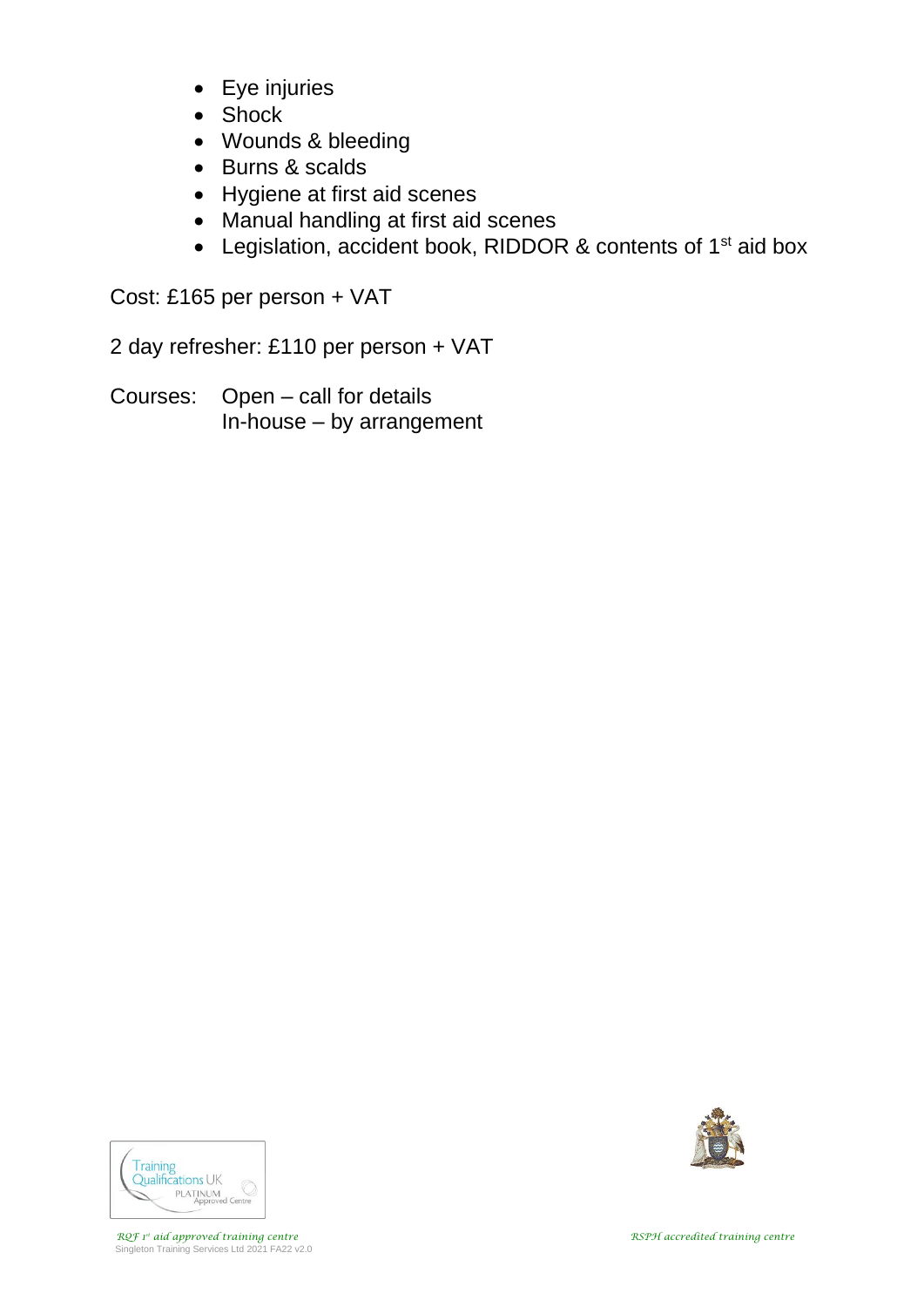- Eye injuries
- Shock
- Wounds & bleeding
- Burns & scalds
- Hygiene at first aid scenes
- Manual handling at first aid scenes
- Legislation, accident book, RIDDOR & contents of 1st aid box

Cost: £165 per person + VAT

2 day refresher: £110 per person + VAT

Courses: Open – call for details
In-house – by arrangement

*RQF 1st aid approved training centre*

*RSPH accredited training centre*